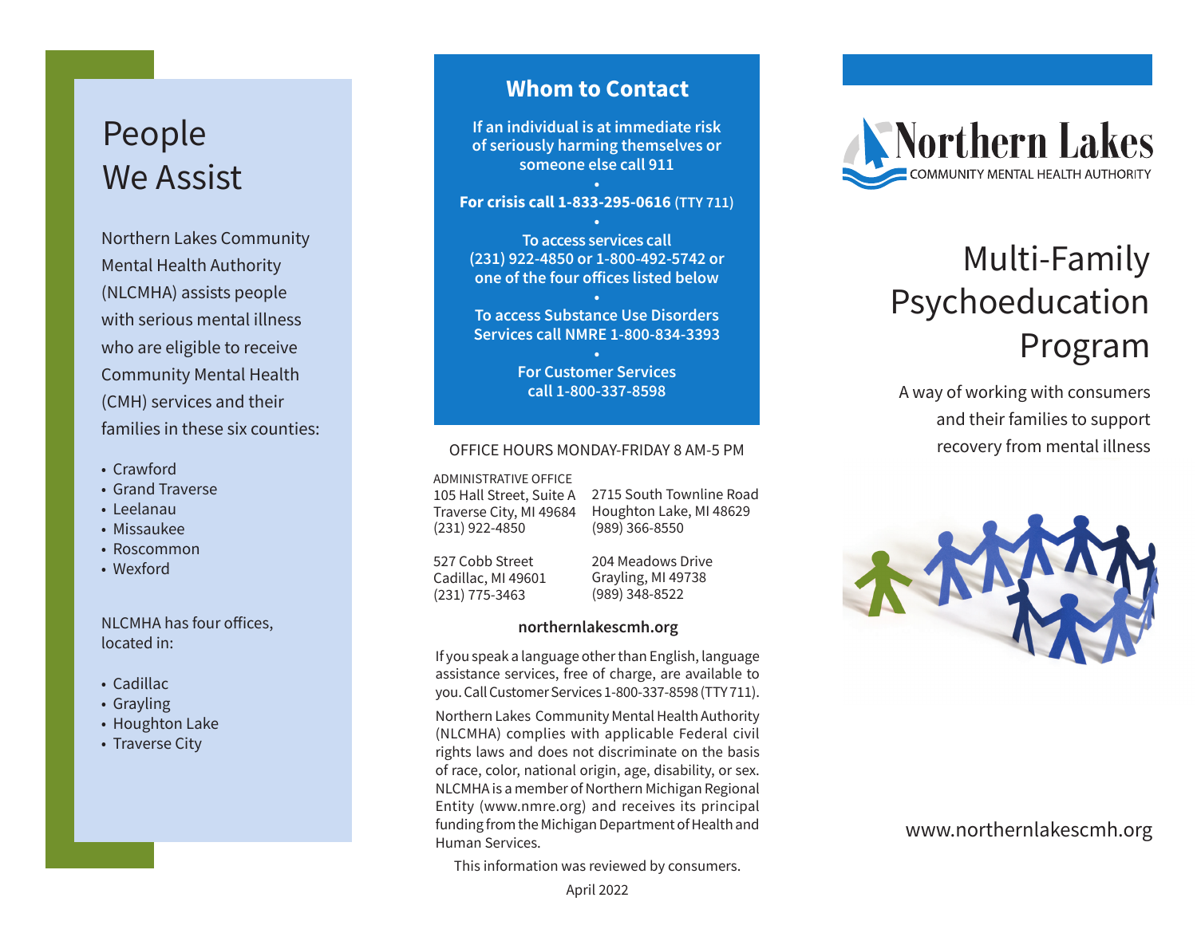# People We Assist

Northern Lakes Community Mental Health Authority (NLCMHA) assists people with serious mental illness who are eligible to receive Community Mental Health (CMH) services and their families in these six counties:

- Crawford
- Grand Traverse
- Leelanau
- Missaukee
- Roscommon
- Wexford

NLCMHA has four offices, located in:

- Cadillac
- Grayling
- Houghton Lake
- Traverse City

## Whom to Contact

**If an individual is at immediate risk of seriously harming themselves or someone else call 911**

•

**For crisis call 1-833-295-0616 (TTY 711)**

•

**To access services call (231) 922-4850 or 1-800-492-5742 or one of the four offices listed below**

•

**To access Substance Use Disorders Services call NMRE 1-800-834-3393**

•

**For Customer Services call 1-800-337-8598**

OFFICE HOURS MONDAY-FRIDAY 8 AM-5 PM

ADMINISTRATIVE OFFICE
105 Hall Street, Suite A
Traverse City, MI 49684
(231) 922-4850

2715 South Townline Road
Houghton Lake, MI 48629
(989) 366-8550

527 Cobb Street
Cadillac, MI 49601
(231) 775-3463

204 Meadows Drive
Grayling, MI 49738
(989) 348-8522

**northernlakescmh.org**

If you speak a language other than English, language assistance services, free of charge, are available to you. Call Customer Services 1-800-337-8598 (TTY 711).

Northern Lakes Community Mental Health Authority (NLCMHA) complies with applicable Federal civil rights laws and does not discriminate on the basis of race, color, national origin, age, disability, or sex. NLCMHA is a member of Northern Michigan Regional Entity (www.nmre.org) and receives its principal funding from the Michigan Department of Health and Human Services.

This information was reviewed by consumers.

April 2022

Northern Lakes
COMMUNITY MENTAL HEALTH AUTHORITY

# Multi-Family Psychoeducation Program

A way of working with consumers and their families to support recovery from mental illness

www.northernlakescmh.org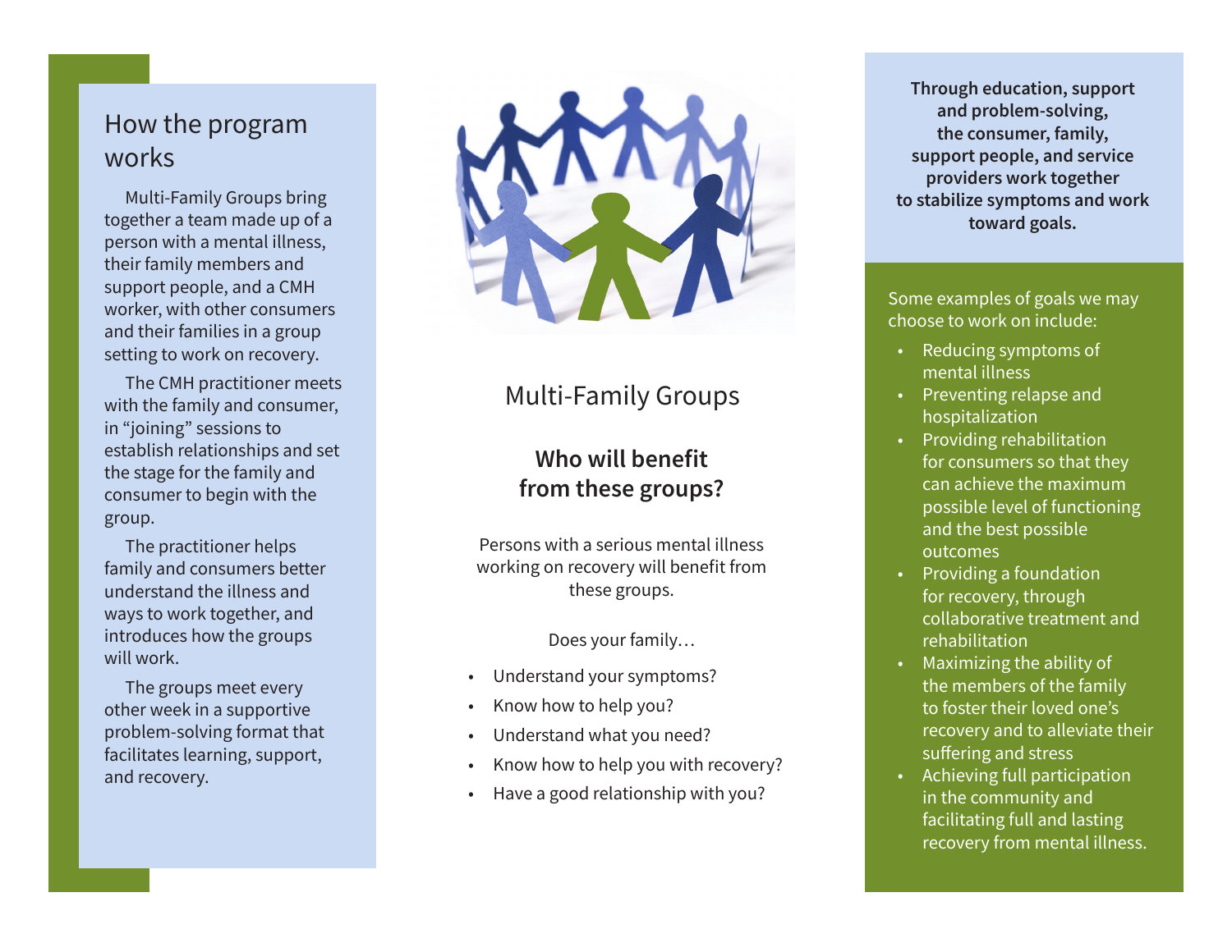## How the program works

Multi-Family Groups bring together a team made up of a person with a mental illness, their family members and support people, and a CMH worker, with other consumers and their families in a group setting to work on recovery.

The CMH practitioner meets with the family and consumer, in "joining" sessions to establish relationships and set the stage for the family and consumer to begin with the group.

The practitioner helps family and consumers better understand the illness and ways to work together, and introduces how the groups will work.

The groups meet every other week in a supportive problem-solving format that facilitates learning, support, and recovery.

## Multi-Family Groups

### Who will benefit from these groups?

Persons with a serious mental illness working on recovery will benefit from these groups.

Does your family…

- Understand your symptoms?
- Know how to help you?
- Understand what you need?
- Know how to help you with recovery?
- Have a good relationship with you?

**Through education, support and problem-solving, the consumer, family, support people, and service providers work together to stabilize symptoms and work toward goals.**

Some examples of goals we may choose to work on include:

- Reducing symptoms of mental illness
- Preventing relapse and hospitalization
- Providing rehabilitation for consumers so that they can achieve the maximum possible level of functioning and the best possible outcomes
- Providing a foundation for recovery, through collaborative treatment and rehabilitation
- Maximizing the ability of the members of the family to foster their loved one's recovery and to alleviate their suffering and stress
- Achieving full participation in the community and facilitating full and lasting recovery from mental illness.